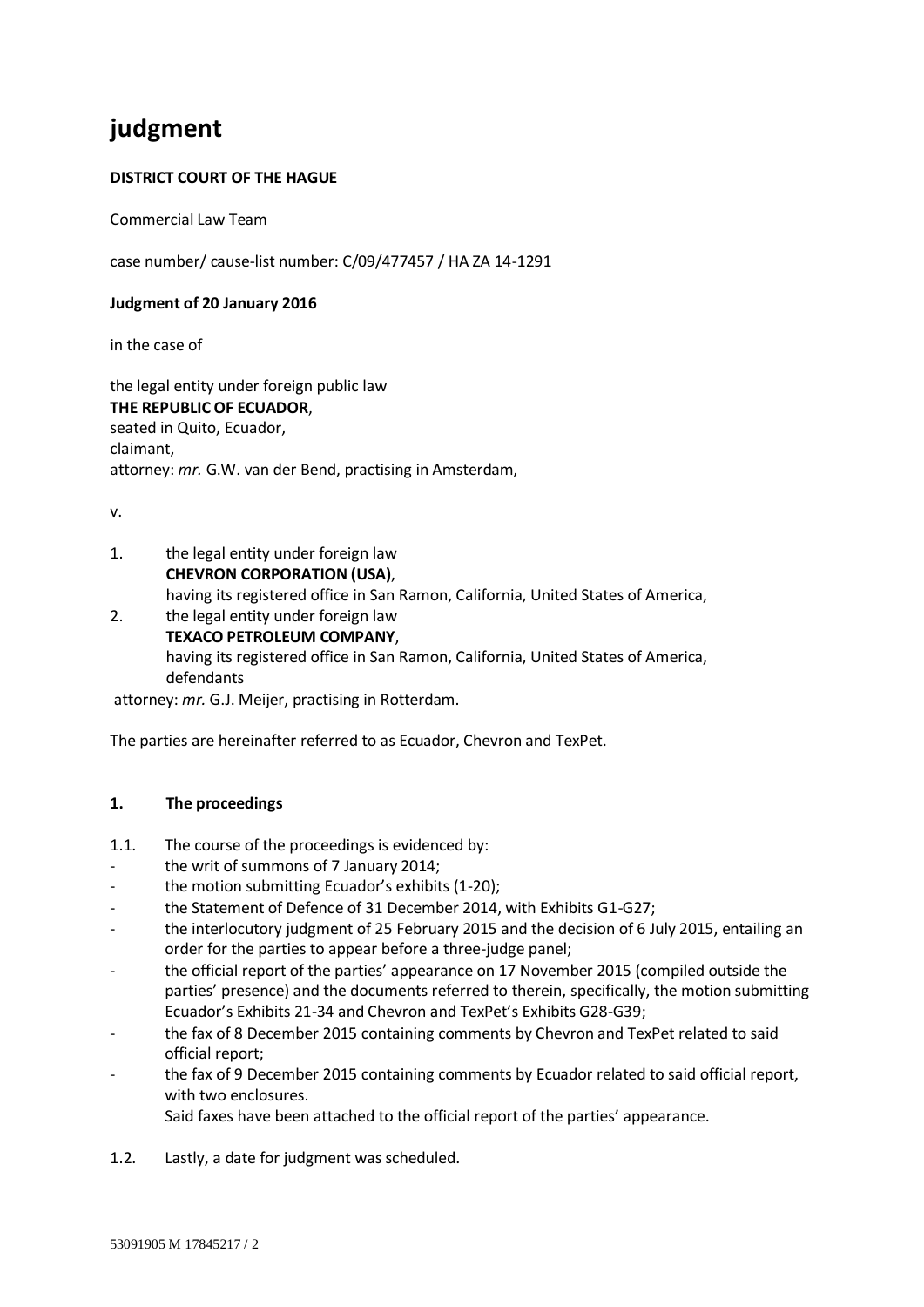# judgment

**DISTRICT COURT OF THE HAGUE**

Commercial Law Team

case number/ cause-list number: C/09/477457 / HA ZA 14-1291

**Judgment of 20 January 2016**

in the case of

the legal entity under foreign public law
**THE REPUBLIC OF ECUADOR**,
seated in Quito, Ecuador,
claimant,
attorney: *mr.* G.W. van der Bend, practising in Amsterdam,

v.

1. the legal entity under foreign law
   **CHEVRON CORPORATION (USA)**,
   having its registered office in San Ramon, California, United States of America,
2. the legal entity under foreign law
   **TEXACO PETROLEUM COMPANY**,
   having its registered office in San Ramon, California, United States of America,
   defendants

attorney: *mr.* G.J. Meijer, practising in Rotterdam.

The parties are hereinafter referred to as Ecuador, Chevron and TexPet.

## 1. The proceedings

1.1. The course of the proceedings is evidenced by:

- the writ of summons of 7 January 2014;
- the motion submitting Ecuador's exhibits (1-20);
- the Statement of Defence of 31 December 2014, with Exhibits G1-G27;
- the interlocutory judgment of 25 February 2015 and the decision of 6 July 2015, entailing an order for the parties to appear before a three-judge panel;
- the official report of the parties' appearance on 17 November 2015 (compiled outside the parties' presence) and the documents referred to therein, specifically, the motion submitting Ecuador's Exhibits 21-34 and Chevron and TexPet's Exhibits G28-G39;
- the fax of 8 December 2015 containing comments by Chevron and TexPet related to said official report;
- the fax of 9 December 2015 containing comments by Ecuador related to said official report, with two enclosures.
  Said faxes have been attached to the official report of the parties' appearance.

1.2. Lastly, a date for judgment was scheduled.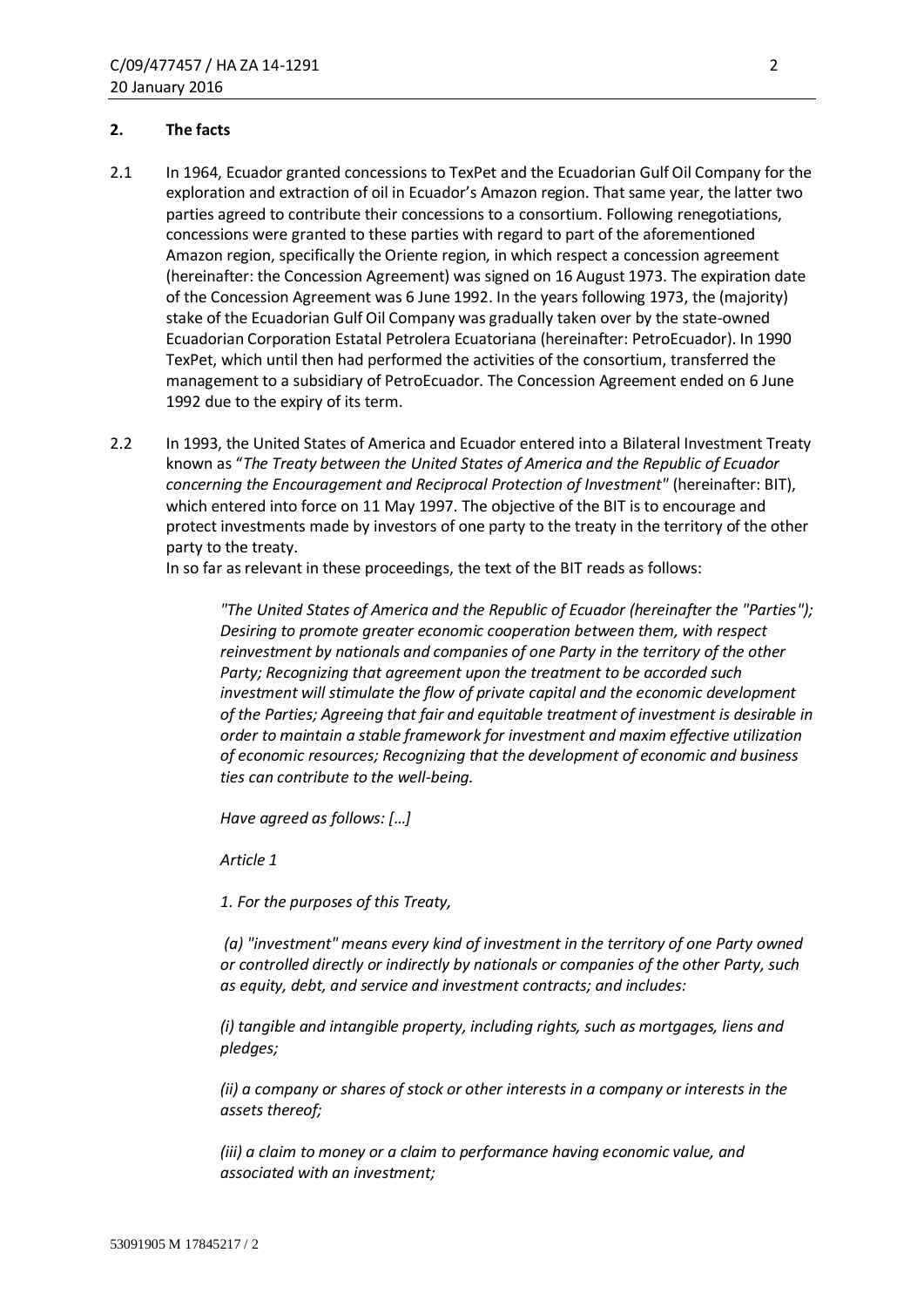## 2. The facts

2.1 In 1964, Ecuador granted concessions to TexPet and the Ecuadorian Gulf Oil Company for the exploration and extraction of oil in Ecuador's Amazon region. That same year, the latter two parties agreed to contribute their concessions to a consortium. Following renegotiations, concessions were granted to these parties with regard to part of the aforementioned Amazon region, specifically the Oriente region, in which respect a concession agreement (hereinafter: the Concession Agreement) was signed on 16 August 1973. The expiration date of the Concession Agreement was 6 June 1992. In the years following 1973, the (majority) stake of the Ecuadorian Gulf Oil Company was gradually taken over by the state-owned Ecuadorian Corporation Estatal Petrolera Ecuatoriana (hereinafter: PetroEcuador). In 1990 TexPet, which until then had performed the activities of the consortium, transferred the management to a subsidiary of PetroEcuador. The Concession Agreement ended on 6 June 1992 due to the expiry of its term.

2.2 In 1993, the United States of America and Ecuador entered into a Bilateral Investment Treaty known as "*The Treaty between the United States of America and the Republic of Ecuador concerning the Encouragement and Reciprocal Protection of Investment*" (hereinafter: BIT), which entered into force on 11 May 1997. The objective of the BIT is to encourage and protect investments made by investors of one party to the treaty in the territory of the other party to the treaty.
In so far as relevant in these proceedings, the text of the BIT reads as follows:

> *"The United States of America and the Republic of Ecuador (hereinafter the "Parties"); Desiring to promote greater economic cooperation between them, with respect reinvestment by nationals and companies of one Party in the territory of the other Party; Recognizing that agreement upon the treatment to be accorded such investment will stimulate the flow of private capital and the economic development of the Parties; Agreeing that fair and equitable treatment of investment is desirable in order to maintain a stable framework for investment and maxim effective utilization of economic resources; Recognizing that the development of economic and business ties can contribute to the well-being.*
>
> *Have agreed as follows: […]*
>
> *Article 1*
>
> *1. For the purposes of this Treaty,*
>
> *(a) "investment" means every kind of investment in the territory of one Party owned or controlled directly or indirectly by nationals or companies of the other Party, such as equity, debt, and service and investment contracts; and includes:*
>
> *(i) tangible and intangible property, including rights, such as mortgages, liens and pledges;*
>
> *(ii) a company or shares of stock or other interests in a company or interests in the assets thereof;*
>
> *(iii) a claim to money or a claim to performance having economic value, and associated with an investment;*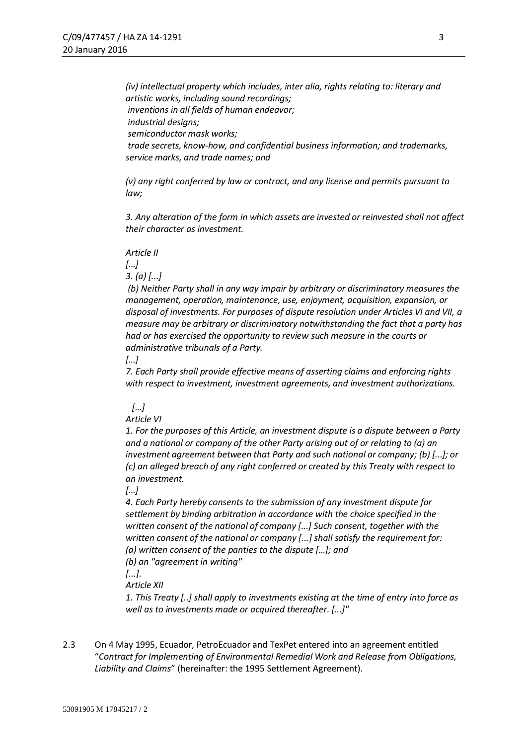*(iv) intellectual property which includes, inter alia, rights relating to: literary and artistic works, including sound recordings;*
*inventions in all fields of human endeavor;*
*industrial designs;*
*semiconductor mask works;*
*trade secrets, know-how, and confidential business information; and trademarks, service marks, and trade names; and*

*(v) any right conferred by law or contract, and any license and permits pursuant to law;*

*3. Any alteration of the form in which assets are invested or reinvested shall not affect their character as investment.*

*Article II*
*[…]*
*3. (a) [...]*
*(b) Neither Party shall in any way impair by arbitrary or discriminatory measures the management, operation, maintenance, use, enjoyment, acquisition, expansion, or disposal of investments. For purposes of dispute resolution under Articles VI and VII, a measure may be arbitrary or discriminatory notwithstanding the fact that a party has had or has exercised the opportunity to review such measure in the courts or administrative tribunals of a Party.*
*[…]*
*7. Each Party shall provide effective means of asserting claims and enforcing rights with respect to investment, investment agreements, and investment authorizations.*

*[…]*
*Article VI*
*1. For the purposes of this Article, an investment dispute is a dispute between a Party and a national or company of the other Party arising out of or relating to (a) an investment agreement between that Party and such national or company; (b) [...]; or (c) an alleged breach of any right conferred or created by this Treaty with respect to an investment.*
*[…]*
*4. Each Party hereby consents to the submission of any investment dispute for settlement by binding arbitration in accordance with the choice specified in the written consent of the national of company [...] Such consent, together with the written consent of the national or company [...] shall satisfy the requirement for:*
*(a) written consent of the panties to the dispute […]; and*
*(b) an "agreement in writing"*
*[...].*
*Article XII*
*1. This Treaty [..] shall apply to investments existing at the time of entry into force as well as to investments made or acquired thereafter. [...]"*

2.3 On 4 May 1995, Ecuador, PetroEcuador and TexPet entered into an agreement entitled "*Contract for Implementing of Environmental Remedial Work and Release from Obligations, Liability and Claims*" (hereinafter: the 1995 Settlement Agreement).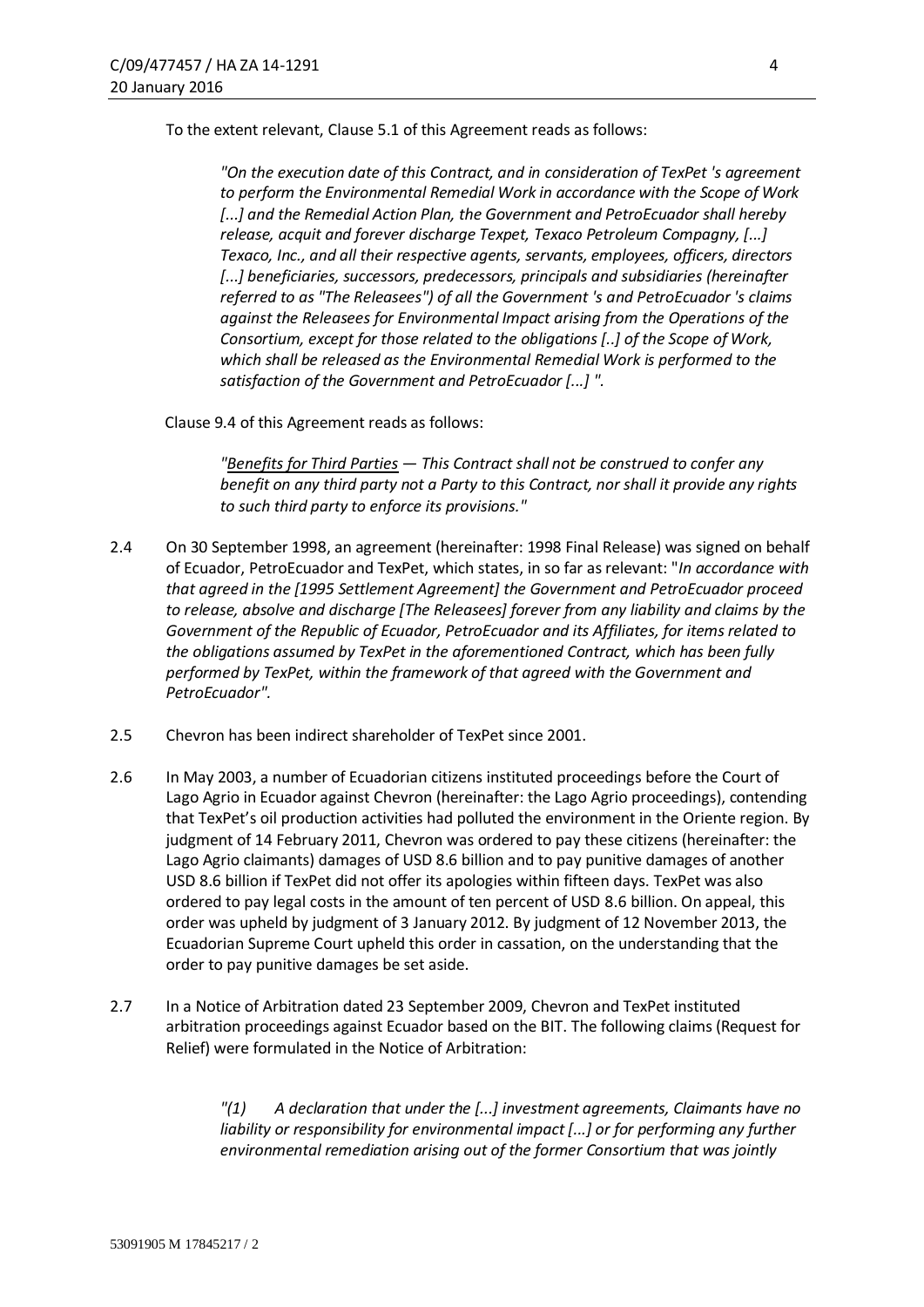To the extent relevant, Clause 5.1 of this Agreement reads as follows:

> *"On the execution date of this Contract, and in consideration of TexPet 's agreement to perform the Environmental Remedial Work in accordance with the Scope of Work [...] and the Remedial Action Plan, the Government and PetroEcuador shall hereby release, acquit and forever discharge Texpet, Texaco Petroleum Compagny, [...] Texaco, Inc., and all their respective agents, servants, employees, officers, directors [...] beneficiaries, successors, predecessors, principals and subsidiaries (hereinafter referred to as "The Releasees") of all the Government 's and PetroEcuador 's claims against the Releasees for Environmental Impact arising from the Operations of the Consortium, except for those related to the obligations [..] of the Scope of Work, which shall be released as the Environmental Remedial Work is performed to the satisfaction of the Government and PetroEcuador [...] ".*

Clause 9.4 of this Agreement reads as follows:

> *"<u>Benefits for Third Parties</u> — This Contract shall not be construed to confer any benefit on any third party not a Party to this Contract, nor shall it provide any rights to such third party to enforce its provisions."*

2.4 On 30 September 1998, an agreement (hereinafter: 1998 Final Release) was signed on behalf of Ecuador, PetroEcuador and TexPet, which states, in so far as relevant: "*In accordance with that agreed in the [1995 Settlement Agreement] the Government and PetroEcuador proceed to release, absolve and discharge [The Releasees] forever from any liability and claims by the Government of the Republic of Ecuador, PetroEcuador and its Affiliates, for items related to the obligations assumed by TexPet in the aforementioned Contract, which has been fully performed by TexPet, within the framework of that agreed with the Government and PetroEcuador".*

2.5 Chevron has been indirect shareholder of TexPet since 2001.

2.6 In May 2003, a number of Ecuadorian citizens instituted proceedings before the Court of Lago Agrio in Ecuador against Chevron (hereinafter: the Lago Agrio proceedings), contending that TexPet's oil production activities had polluted the environment in the Oriente region. By judgment of 14 February 2011, Chevron was ordered to pay these citizens (hereinafter: the Lago Agrio claimants) damages of USD 8.6 billion and to pay punitive damages of another USD 8.6 billion if TexPet did not offer its apologies within fifteen days. TexPet was also ordered to pay legal costs in the amount of ten percent of USD 8.6 billion. On appeal, this order was upheld by judgment of 3 January 2012. By judgment of 12 November 2013, the Ecuadorian Supreme Court upheld this order in cassation, on the understanding that the order to pay punitive damages be set aside.

2.7 In a Notice of Arbitration dated 23 September 2009, Chevron and TexPet instituted arbitration proceedings against Ecuador based on the BIT. The following claims (Request for Relief) were formulated in the Notice of Arbitration:

> *"(1) A declaration that under the [...] investment agreements, Claimants have no liability or responsibility for environmental impact [...] or for performing any further environmental remediation arising out of the former Consortium that was jointly*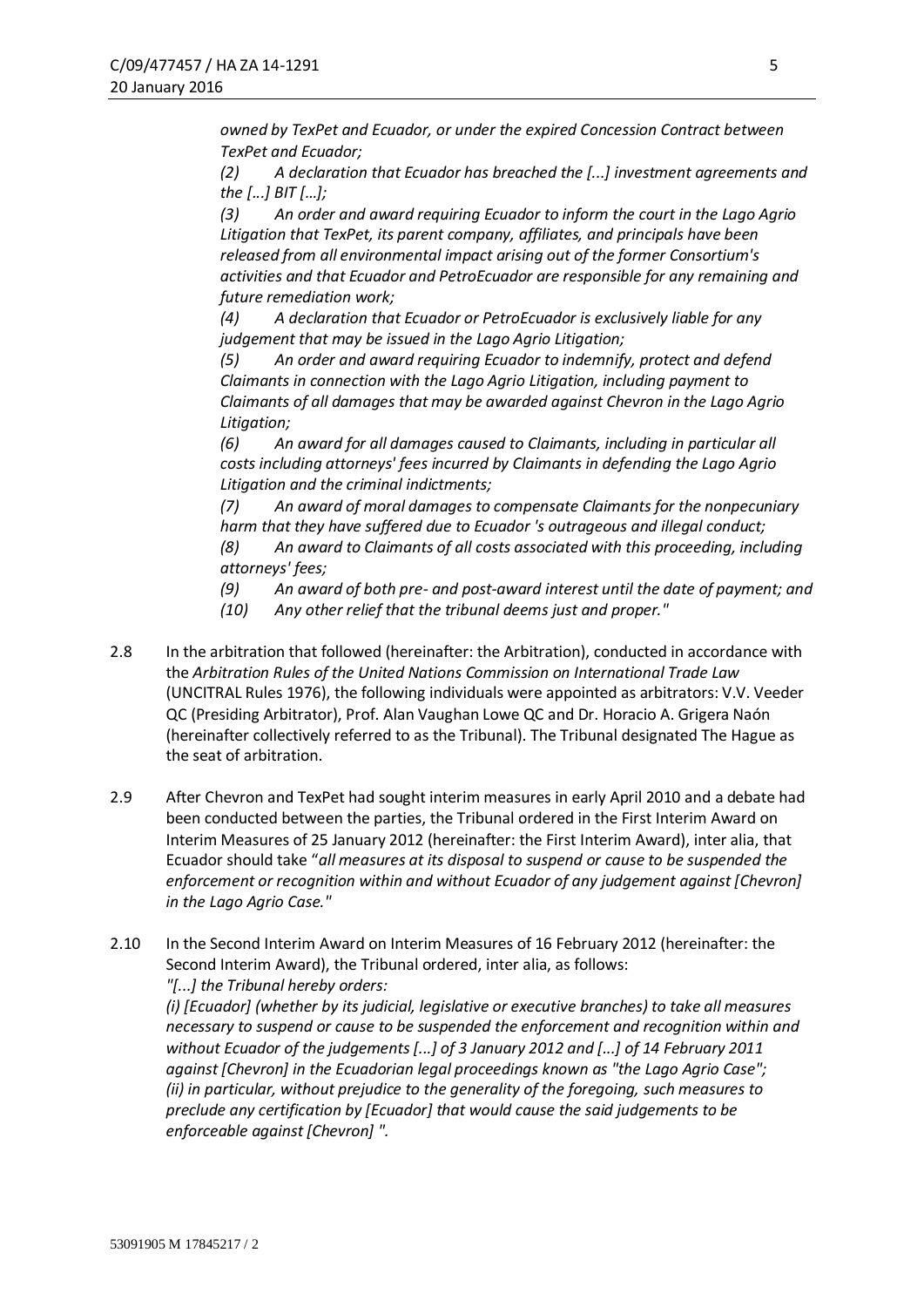*owned by TexPet and Ecuador, or under the expired Concession Contract between TexPet and Ecuador;*

*(2) A declaration that Ecuador has breached the [...] investment agreements and the [...] BIT [...];*

*(3) An order and award requiring Ecuador to inform the court in the Lago Agrio Litigation that TexPet, its parent company, affiliates, and principals have been released from all environmental impact arising out of the former Consortium's activities and that Ecuador and PetroEcuador are responsible for any remaining and future remediation work;*

*(4) A declaration that Ecuador or PetroEcuador is exclusively liable for any judgement that may be issued in the Lago Agrio Litigation;*

*(5) An order and award requiring Ecuador to indemnify, protect and defend Claimants in connection with the Lago Agrio Litigation, including payment to Claimants of all damages that may be awarded against Chevron in the Lago Agrio Litigation;*

*(6) An award for all damages caused to Claimants, including in particular all costs including attorneys' fees incurred by Claimants in defending the Lago Agrio Litigation and the criminal indictments;*

*(7) An award of moral damages to compensate Claimants for the nonpecuniary harm that they have suffered due to Ecuador 's outrageous and illegal conduct;*

*(8) An award to Claimants of all costs associated with this proceeding, including attorneys' fees;*

*(9) An award of both pre- and post-award interest until the date of payment; and*

*(10) Any other relief that the tribunal deems just and proper."*

2.8 In the arbitration that followed (hereinafter: the Arbitration), conducted in accordance with the *Arbitration Rules of the United Nations Commission on International Trade Law* (UNCITRAL Rules 1976), the following individuals were appointed as arbitrators: V.V. Veeder QC (Presiding Arbitrator), Prof. Alan Vaughan Lowe QC and Dr. Horacio A. Grigera Naón (hereinafter collectively referred to as the Tribunal). The Tribunal designated The Hague as the seat of arbitration.

2.9 After Chevron and TexPet had sought interim measures in early April 2010 and a debate had been conducted between the parties, the Tribunal ordered in the First Interim Award on Interim Measures of 25 January 2012 (hereinafter: the First Interim Award), inter alia, that Ecuador should take "*all measures at its disposal to suspend or cause to be suspended the enforcement or recognition within and without Ecuador of any judgement against [Chevron] in the Lago Agrio Case."*

2.10 In the Second Interim Award on Interim Measures of 16 February 2012 (hereinafter: the Second Interim Award), the Tribunal ordered, inter alia, as follows:
*"[...] the Tribunal hereby orders:*
*(i) [Ecuador] (whether by its judicial, legislative or executive branches) to take all measures necessary to suspend or cause to be suspended the enforcement and recognition within and without Ecuador of the judgements [...] of 3 January 2012 and [...] of 14 February 2011 against [Chevron] in the Ecuadorian legal proceedings known as "the Lago Agrio Case";*
*(ii) in particular, without prejudice to the generality of the foregoing, such measures to preclude any certification by [Ecuador] that would cause the said judgements to be enforceable against [Chevron] ".*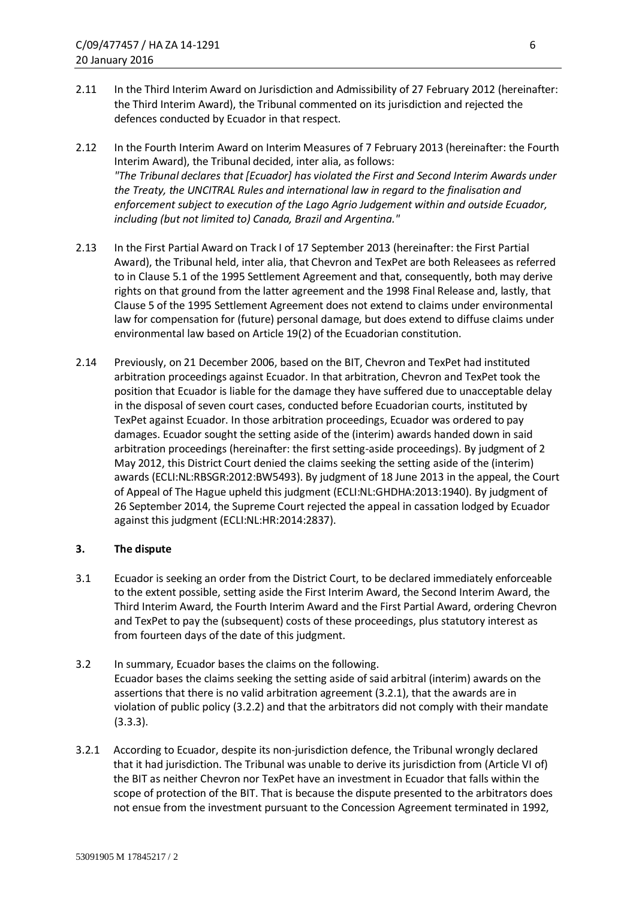2.11 In the Third Interim Award on Jurisdiction and Admissibility of 27 February 2012 (hereinafter: the Third Interim Award), the Tribunal commented on its jurisdiction and rejected the defences conducted by Ecuador in that respect.

2.12 In the Fourth Interim Award on Interim Measures of 7 February 2013 (hereinafter: the Fourth Interim Award), the Tribunal decided, inter alia, as follows:
*"The Tribunal declares that [Ecuador] has violated the First and Second Interim Awards under the Treaty, the UNCITRAL Rules and international law in regard to the finalisation and enforcement subject to execution of the Lago Agrio Judgement within and outside Ecuador, including (but not limited to) Canada, Brazil and Argentina."*

2.13 In the First Partial Award on Track I of 17 September 2013 (hereinafter: the First Partial Award), the Tribunal held, inter alia, that Chevron and TexPet are both Releasees as referred to in Clause 5.1 of the 1995 Settlement Agreement and that, consequently, both may derive rights on that ground from the latter agreement and the 1998 Final Release and, lastly, that Clause 5 of the 1995 Settlement Agreement does not extend to claims under environmental law for compensation for (future) personal damage, but does extend to diffuse claims under environmental law based on Article 19(2) of the Ecuadorian constitution.

2.14 Previously, on 21 December 2006, based on the BIT, Chevron and TexPet had instituted arbitration proceedings against Ecuador. In that arbitration, Chevron and TexPet took the position that Ecuador is liable for the damage they have suffered due to unacceptable delay in the disposal of seven court cases, conducted before Ecuadorian courts, instituted by TexPet against Ecuador. In those arbitration proceedings, Ecuador was ordered to pay damages. Ecuador sought the setting aside of the (interim) awards handed down in said arbitration proceedings (hereinafter: the first setting-aside proceedings). By judgment of 2 May 2012, this District Court denied the claims seeking the setting aside of the (interim) awards (ECLI:NL:RBSGR:2012:BW5493). By judgment of 18 June 2013 in the appeal, the Court of Appeal of The Hague upheld this judgment (ECLI:NL:GHDHA:2013:1940). By judgment of 26 September 2014, the Supreme Court rejected the appeal in cassation lodged by Ecuador against this judgment (ECLI:NL:HR:2014:2837).

## 3. The dispute

3.1 Ecuador is seeking an order from the District Court, to be declared immediately enforceable to the extent possible, setting aside the First Interim Award, the Second Interim Award, the Third Interim Award, the Fourth Interim Award and the First Partial Award, ordering Chevron and TexPet to pay the (subsequent) costs of these proceedings, plus statutory interest as from fourteen days of the date of this judgment.

3.2 In summary, Ecuador bases the claims on the following.
Ecuador bases the claims seeking the setting aside of said arbitral (interim) awards on the assertions that there is no valid arbitration agreement (3.2.1), that the awards are in violation of public policy (3.2.2) and that the arbitrators did not comply with their mandate (3.3.3).

3.2.1 According to Ecuador, despite its non-jurisdiction defence, the Tribunal wrongly declared that it had jurisdiction. The Tribunal was unable to derive its jurisdiction from (Article VI of) the BIT as neither Chevron nor TexPet have an investment in Ecuador that falls within the scope of protection of the BIT. That is because the dispute presented to the arbitrators does not ensue from the investment pursuant to the Concession Agreement terminated in 1992,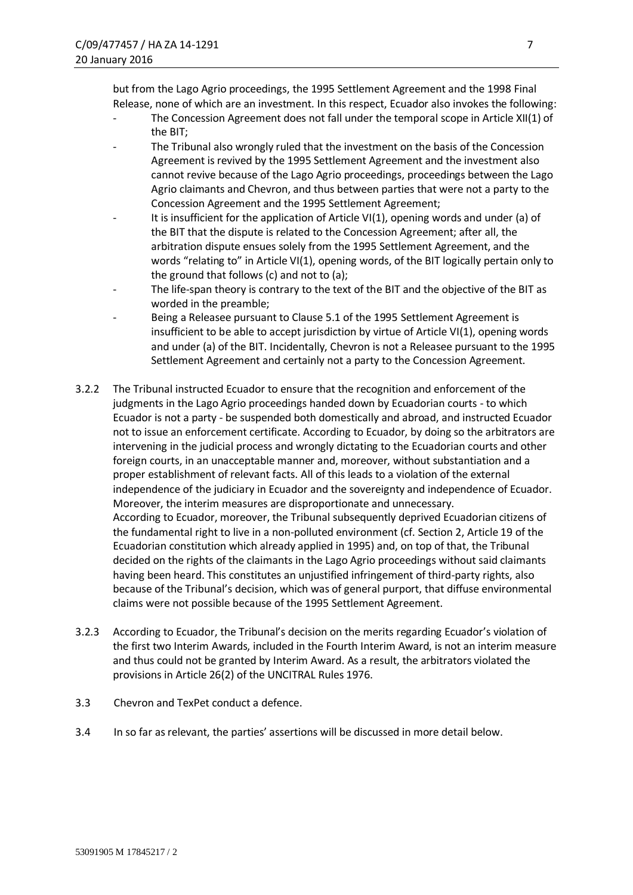but from the Lago Agrio proceedings, the 1995 Settlement Agreement and the 1998 Final Release, none of which are an investment. In this respect, Ecuador also invokes the following:

- The Concession Agreement does not fall under the temporal scope in Article XII(1) of the BIT;
- The Tribunal also wrongly ruled that the investment on the basis of the Concession Agreement is revived by the 1995 Settlement Agreement and the investment also cannot revive because of the Lago Agrio proceedings, proceedings between the Lago Agrio claimants and Chevron, and thus between parties that were not a party to the Concession Agreement and the 1995 Settlement Agreement;
- It is insufficient for the application of Article VI(1), opening words and under (a) of the BIT that the dispute is related to the Concession Agreement; after all, the arbitration dispute ensues solely from the 1995 Settlement Agreement, and the words "relating to" in Article VI(1), opening words, of the BIT logically pertain only to the ground that follows (c) and not to (a);
- The life-span theory is contrary to the text of the BIT and the objective of the BIT as worded in the preamble;
- Being a Releasee pursuant to Clause 5.1 of the 1995 Settlement Agreement is insufficient to be able to accept jurisdiction by virtue of Article VI(1), opening words and under (a) of the BIT. Incidentally, Chevron is not a Releasee pursuant to the 1995 Settlement Agreement and certainly not a party to the Concession Agreement.

3.2.2 The Tribunal instructed Ecuador to ensure that the recognition and enforcement of the judgments in the Lago Agrio proceedings handed down by Ecuadorian courts - to which Ecuador is not a party - be suspended both domestically and abroad, and instructed Ecuador not to issue an enforcement certificate. According to Ecuador, by doing so the arbitrators are intervening in the judicial process and wrongly dictating to the Ecuadorian courts and other foreign courts, in an unacceptable manner and, moreover, without substantiation and a proper establishment of relevant facts. All of this leads to a violation of the external independence of the judiciary in Ecuador and the sovereignty and independence of Ecuador. Moreover, the interim measures are disproportionate and unnecessary.
According to Ecuador, moreover, the Tribunal subsequently deprived Ecuadorian citizens of the fundamental right to live in a non-polluted environment (cf. Section 2, Article 19 of the Ecuadorian constitution which already applied in 1995) and, on top of that, the Tribunal decided on the rights of the claimants in the Lago Agrio proceedings without said claimants having been heard. This constitutes an unjustified infringement of third-party rights, also because of the Tribunal's decision, which was of general purport, that diffuse environmental claims were not possible because of the 1995 Settlement Agreement.

3.2.3 According to Ecuador, the Tribunal's decision on the merits regarding Ecuador's violation of the first two Interim Awards, included in the Fourth Interim Award, is not an interim measure and thus could not be granted by Interim Award. As a result, the arbitrators violated the provisions in Article 26(2) of the UNCITRAL Rules 1976.

3.3 Chevron and TexPet conduct a defence.

3.4 In so far as relevant, the parties' assertions will be discussed in more detail below.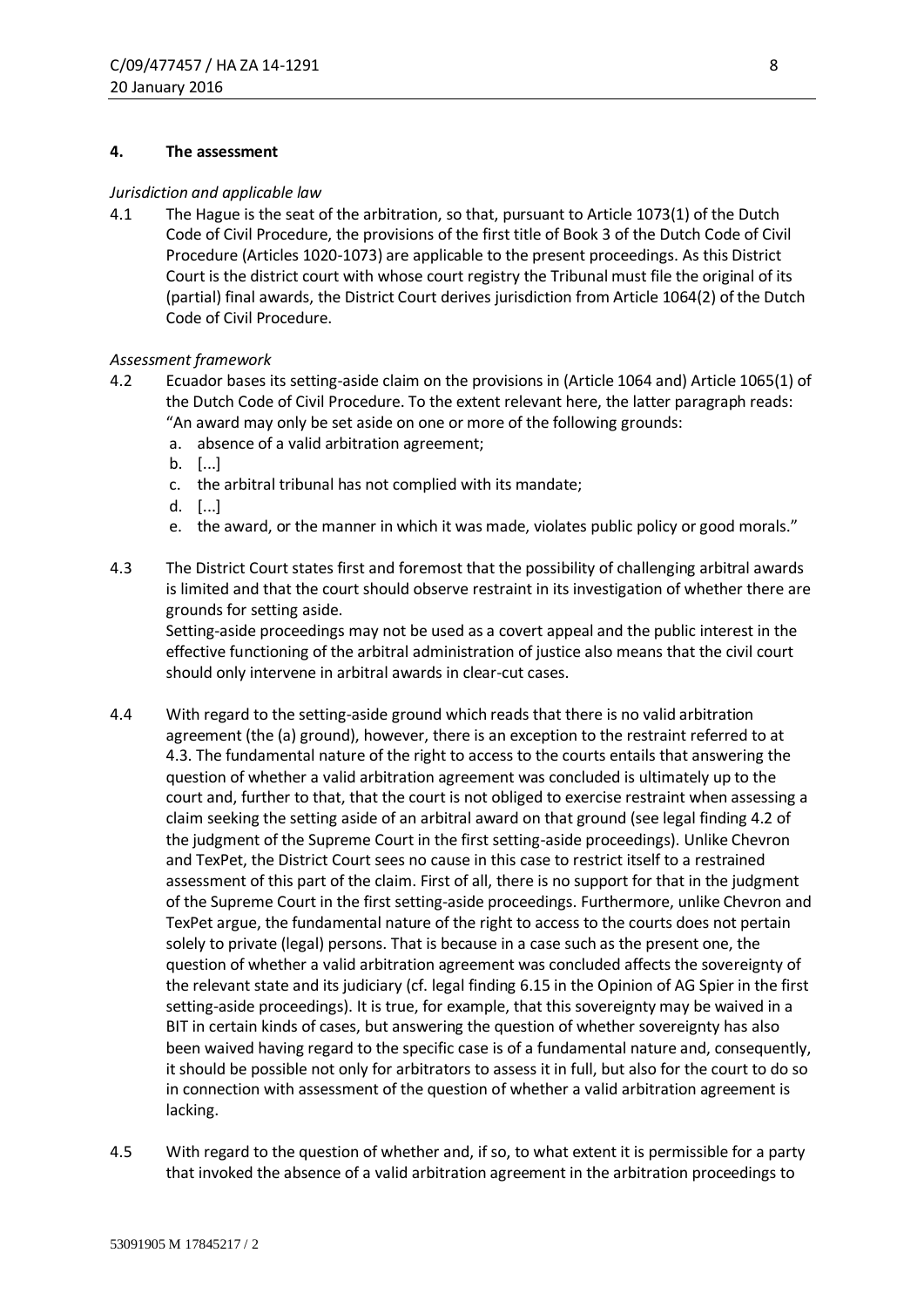## 4. The assessment

*Jurisdiction and applicable law*

4.1 The Hague is the seat of the arbitration, so that, pursuant to Article 1073(1) of the Dutch Code of Civil Procedure, the provisions of the first title of Book 3 of the Dutch Code of Civil Procedure (Articles 1020-1073) are applicable to the present proceedings. As this District Court is the district court with whose court registry the Tribunal must file the original of its (partial) final awards, the District Court derives jurisdiction from Article 1064(2) of the Dutch Code of Civil Procedure.

*Assessment framework*

4.2 Ecuador bases its setting-aside claim on the provisions in (Article 1064 and) Article 1065(1) of the Dutch Code of Civil Procedure. To the extent relevant here, the latter paragraph reads: "An award may only be set aside on one or more of the following grounds:

a. absence of a valid arbitration agreement;
b. [...]
c. the arbitral tribunal has not complied with its mandate;
d. [...]
e. the award, or the manner in which it was made, violates public policy or good morals."

4.3 The District Court states first and foremost that the possibility of challenging arbitral awards is limited and that the court should observe restraint in its investigation of whether there are grounds for setting aside.
Setting-aside proceedings may not be used as a covert appeal and the public interest in the effective functioning of the arbitral administration of justice also means that the civil court should only intervene in arbitral awards in clear-cut cases.

4.4 With regard to the setting-aside ground which reads that there is no valid arbitration agreement (the (a) ground), however, there is an exception to the restraint referred to at 4.3. The fundamental nature of the right to access to the courts entails that answering the question of whether a valid arbitration agreement was concluded is ultimately up to the court and, further to that, that the court is not obliged to exercise restraint when assessing a claim seeking the setting aside of an arbitral award on that ground (see legal finding 4.2 of the judgment of the Supreme Court in the first setting-aside proceedings). Unlike Chevron and TexPet, the District Court sees no cause in this case to restrict itself to a restrained assessment of this part of the claim. First of all, there is no support for that in the judgment of the Supreme Court in the first setting-aside proceedings. Furthermore, unlike Chevron and TexPet argue, the fundamental nature of the right to access to the courts does not pertain solely to private (legal) persons. That is because in a case such as the present one, the question of whether a valid arbitration agreement was concluded affects the sovereignty of the relevant state and its judiciary (cf. legal finding 6.15 in the Opinion of AG Spier in the first setting-aside proceedings). It is true, for example, that this sovereignty may be waived in a BIT in certain kinds of cases, but answering the question of whether sovereignty has also been waived having regard to the specific case is of a fundamental nature and, consequently, it should be possible not only for arbitrators to assess it in full, but also for the court to do so in connection with assessment of the question of whether a valid arbitration agreement is lacking.

4.5 With regard to the question of whether and, if so, to what extent it is permissible for a party that invoked the absence of a valid arbitration agreement in the arbitration proceedings to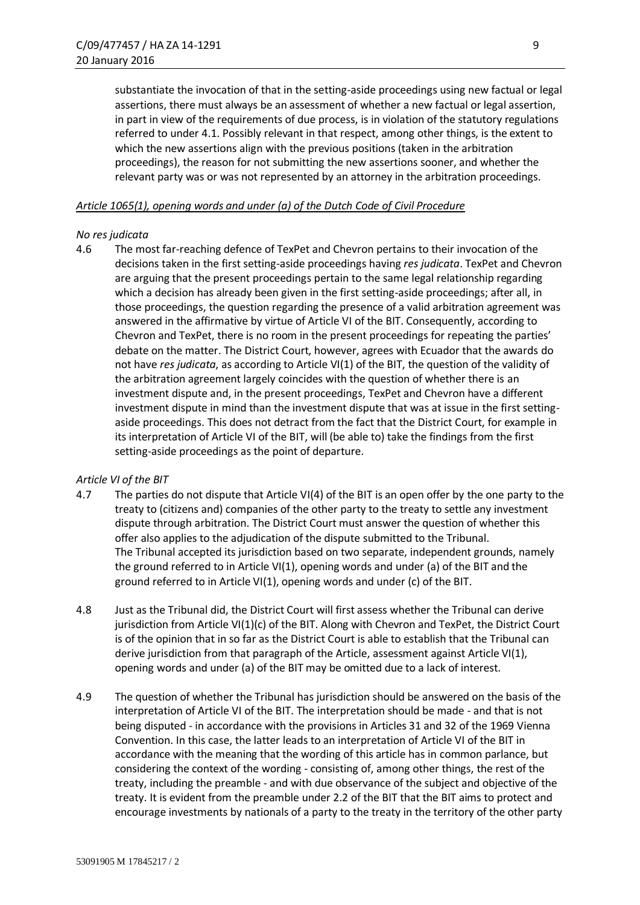substantiate the invocation of that in the setting-aside proceedings using new factual or legal assertions, there must always be an assessment of whether a new factual or legal assertion, in part in view of the requirements of due process, is in violation of the statutory regulations referred to under 4.1. Possibly relevant in that respect, among other things, is the extent to which the new assertions align with the previous positions (taken in the arbitration proceedings), the reason for not submitting the new assertions sooner, and whether the relevant party was or was not represented by an attorney in the arbitration proceedings.

*Article 1065(1), opening words and under (a) of the Dutch Code of Civil Procedure*

*No res judicata*

4.6 The most far-reaching defence of TexPet and Chevron pertains to their invocation of the decisions taken in the first setting-aside proceedings having *res judicata*. TexPet and Chevron are arguing that the present proceedings pertain to the same legal relationship regarding which a decision has already been given in the first setting-aside proceedings; after all, in those proceedings, the question regarding the presence of a valid arbitration agreement was answered in the affirmative by virtue of Article VI of the BIT. Consequently, according to Chevron and TexPet, there is no room in the present proceedings for repeating the parties' debate on the matter. The District Court, however, agrees with Ecuador that the awards do not have *res judicata*, as according to Article VI(1) of the BIT, the question of the validity of the arbitration agreement largely coincides with the question of whether there is an investment dispute and, in the present proceedings, TexPet and Chevron have a different investment dispute in mind than the investment dispute that was at issue in the first setting-aside proceedings. This does not detract from the fact that the District Court, for example in its interpretation of Article VI of the BIT, will (be able to) take the findings from the first setting-aside proceedings as the point of departure.

*Article VI of the BIT*

4.7 The parties do not dispute that Article VI(4) of the BIT is an open offer by the one party to the treaty to (citizens and) companies of the other party to the treaty to settle any investment dispute through arbitration. The District Court must answer the question of whether this offer also applies to the adjudication of the dispute submitted to the Tribunal.
The Tribunal accepted its jurisdiction based on two separate, independent grounds, namely the ground referred to in Article VI(1), opening words and under (a) of the BIT and the ground referred to in Article VI(1), opening words and under (c) of the BIT.

4.8 Just as the Tribunal did, the District Court will first assess whether the Tribunal can derive jurisdiction from Article VI(1)(c) of the BIT. Along with Chevron and TexPet, the District Court is of the opinion that in so far as the District Court is able to establish that the Tribunal can derive jurisdiction from that paragraph of the Article, assessment against Article VI(1), opening words and under (a) of the BIT may be omitted due to a lack of interest.

4.9 The question of whether the Tribunal has jurisdiction should be answered on the basis of the interpretation of Article VI of the BIT. The interpretation should be made - and that is not being disputed - in accordance with the provisions in Articles 31 and 32 of the 1969 Vienna Convention. In this case, the latter leads to an interpretation of Article VI of the BIT in accordance with the meaning that the wording of this article has in common parlance, but considering the context of the wording - consisting of, among other things, the rest of the treaty, including the preamble - and with due observance of the subject and objective of the treaty. It is evident from the preamble under 2.2 of the BIT that the BIT aims to protect and encourage investments by nationals of a party to the treaty in the territory of the other party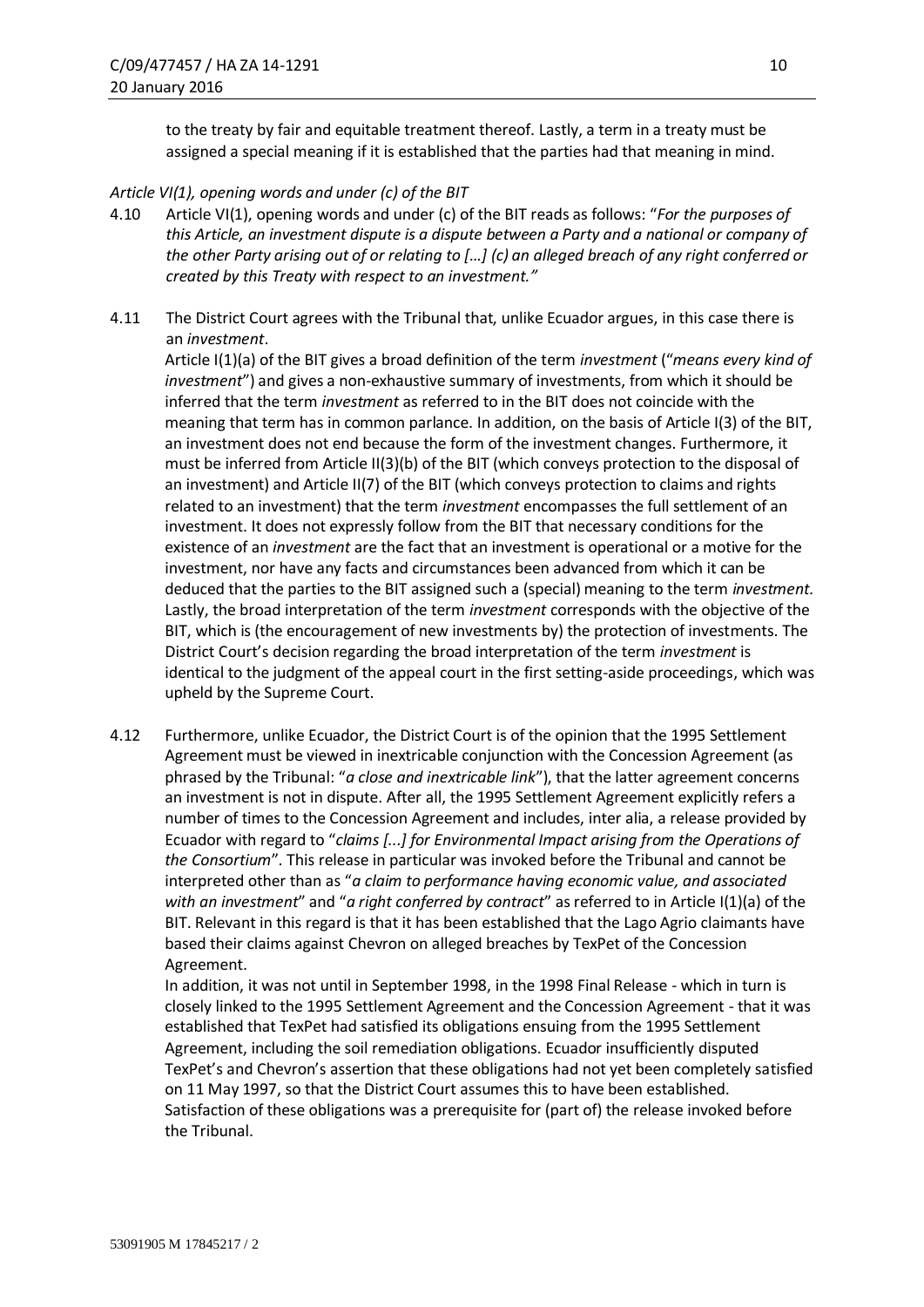to the treaty by fair and equitable treatment thereof. Lastly, a term in a treaty must be assigned a special meaning if it is established that the parties had that meaning in mind.

*Article VI(1), opening words and under (c) of the BIT*

4.10 Article VI(1), opening words and under (c) of the BIT reads as follows: "*For the purposes of this Article, an investment dispute is a dispute between a Party and a national or company of the other Party arising out of or relating to […] (c) an alleged breach of any right conferred or created by this Treaty with respect to an investment.*"

4.11 The District Court agrees with the Tribunal that, unlike Ecuador argues, in this case there is an *investment*.
Article I(1)(a) of the BIT gives a broad definition of the term *investment* ("*means every kind of investment*") and gives a non-exhaustive summary of investments, from which it should be inferred that the term *investment* as referred to in the BIT does not coincide with the meaning that term has in common parlance. In addition, on the basis of Article I(3) of the BIT, an investment does not end because the form of the investment changes. Furthermore, it must be inferred from Article II(3)(b) of the BIT (which conveys protection to the disposal of an investment) and Article II(7) of the BIT (which conveys protection to claims and rights related to an investment) that the term *investment* encompasses the full settlement of an investment. It does not expressly follow from the BIT that necessary conditions for the existence of an *investment* are the fact that an investment is operational or a motive for the investment, nor have any facts and circumstances been advanced from which it can be deduced that the parties to the BIT assigned such a (special) meaning to the term *investment*. Lastly, the broad interpretation of the term *investment* corresponds with the objective of the BIT, which is (the encouragement of new investments by) the protection of investments. The District Court's decision regarding the broad interpretation of the term *investment* is identical to the judgment of the appeal court in the first setting-aside proceedings, which was upheld by the Supreme Court.

4.12 Furthermore, unlike Ecuador, the District Court is of the opinion that the 1995 Settlement Agreement must be viewed in inextricable conjunction with the Concession Agreement (as phrased by the Tribunal: "*a close and inextricable link*"), that the latter agreement concerns an investment is not in dispute. After all, the 1995 Settlement Agreement explicitly refers a number of times to the Concession Agreement and includes, inter alia, a release provided by Ecuador with regard to "*claims [...] for Environmental Impact arising from the Operations of the Consortium*". This release in particular was invoked before the Tribunal and cannot be interpreted other than as "*a claim to performance having economic value, and associated with an investment*" and "*a right conferred by contract*" as referred to in Article I(1)(a) of the BIT. Relevant in this regard is that it has been established that the Lago Agrio claimants have based their claims against Chevron on alleged breaches by TexPet of the Concession Agreement.
In addition, it was not until in September 1998, in the 1998 Final Release - which in turn is closely linked to the 1995 Settlement Agreement and the Concession Agreement - that it was established that TexPet had satisfied its obligations ensuing from the 1995 Settlement Agreement, including the soil remediation obligations. Ecuador insufficiently disputed TexPet's and Chevron's assertion that these obligations had not yet been completely satisfied on 11 May 1997, so that the District Court assumes this to have been established. Satisfaction of these obligations was a prerequisite for (part of) the release invoked before the Tribunal.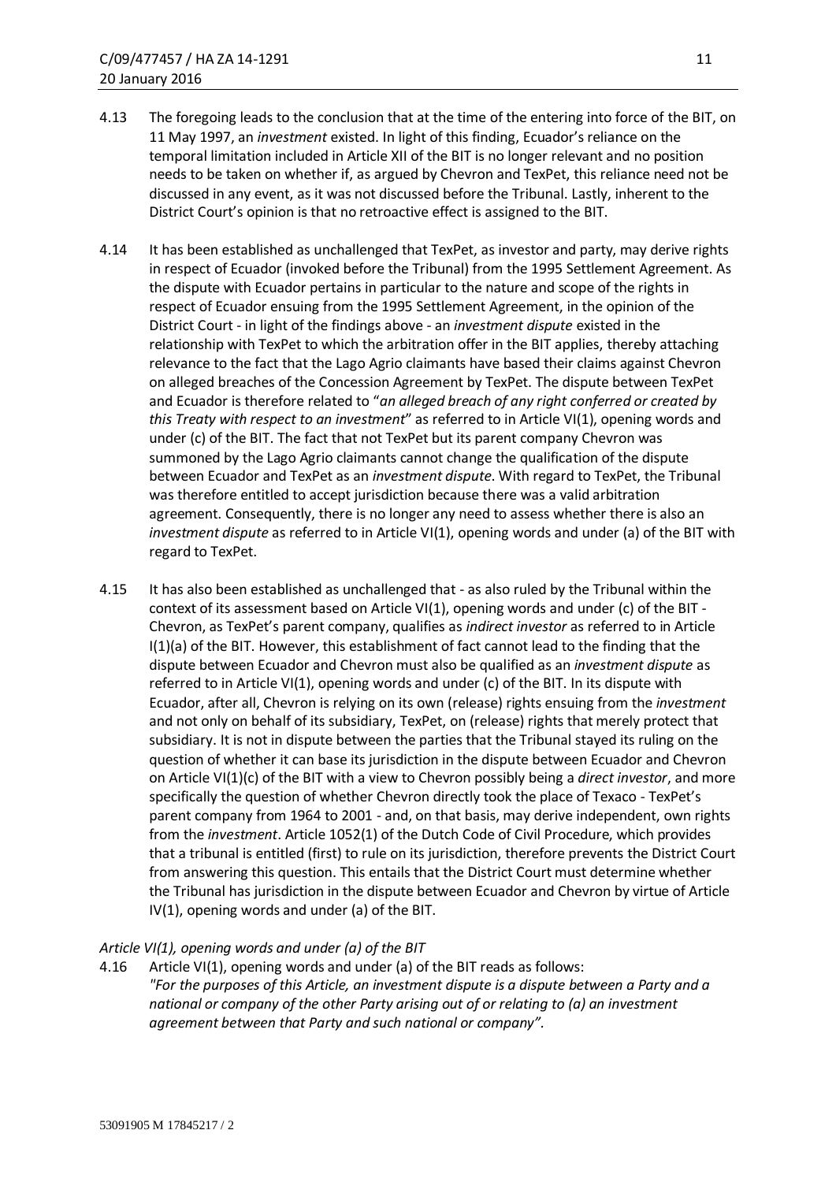4.13 The foregoing leads to the conclusion that at the time of the entering into force of the BIT, on 11 May 1997, an *investment* existed. In light of this finding, Ecuador's reliance on the temporal limitation included in Article XII of the BIT is no longer relevant and no position needs to be taken on whether if, as argued by Chevron and TexPet, this reliance need not be discussed in any event, as it was not discussed before the Tribunal. Lastly, inherent to the District Court's opinion is that no retroactive effect is assigned to the BIT.

4.14 It has been established as unchallenged that TexPet, as investor and party, may derive rights in respect of Ecuador (invoked before the Tribunal) from the 1995 Settlement Agreement. As the dispute with Ecuador pertains in particular to the nature and scope of the rights in respect of Ecuador ensuing from the 1995 Settlement Agreement, in the opinion of the District Court - in light of the findings above - an *investment dispute* existed in the relationship with TexPet to which the arbitration offer in the BIT applies, thereby attaching relevance to the fact that the Lago Agrio claimants have based their claims against Chevron on alleged breaches of the Concession Agreement by TexPet. The dispute between TexPet and Ecuador is therefore related to "*an alleged breach of any right conferred or created by this Treaty with respect to an investment*" as referred to in Article VI(1), opening words and under (c) of the BIT. The fact that not TexPet but its parent company Chevron was summoned by the Lago Agrio claimants cannot change the qualification of the dispute between Ecuador and TexPet as an *investment dispute*. With regard to TexPet, the Tribunal was therefore entitled to accept jurisdiction because there was a valid arbitration agreement. Consequently, there is no longer any need to assess whether there is also an *investment dispute* as referred to in Article VI(1), opening words and under (a) of the BIT with regard to TexPet.

4.15 It has also been established as unchallenged that - as also ruled by the Tribunal within the context of its assessment based on Article VI(1), opening words and under (c) of the BIT - Chevron, as TexPet's parent company, qualifies as *indirect investor* as referred to in Article I(1)(a) of the BIT. However, this establishment of fact cannot lead to the finding that the dispute between Ecuador and Chevron must also be qualified as an *investment dispute* as referred to in Article VI(1), opening words and under (c) of the BIT. In its dispute with Ecuador, after all, Chevron is relying on its own (release) rights ensuing from the *investment* and not only on behalf of its subsidiary, TexPet, on (release) rights that merely protect that subsidiary. It is not in dispute between the parties that the Tribunal stayed its ruling on the question of whether it can base its jurisdiction in the dispute between Ecuador and Chevron on Article VI(1)(c) of the BIT with a view to Chevron possibly being a *direct investor*, and more specifically the question of whether Chevron directly took the place of Texaco - TexPet's parent company from 1964 to 2001 - and, on that basis, may derive independent, own rights from the *investment*. Article 1052(1) of the Dutch Code of Civil Procedure, which provides that a tribunal is entitled (first) to rule on its jurisdiction, therefore prevents the District Court from answering this question. This entails that the District Court must determine whether the Tribunal has jurisdiction in the dispute between Ecuador and Chevron by virtue of Article IV(1), opening words and under (a) of the BIT.

*Article VI(1), opening words and under (a) of the BIT*

4.16 Article VI(1), opening words and under (a) of the BIT reads as follows:
*"For the purposes of this Article, an investment dispute is a dispute between a Party and a national or company of the other Party arising out of or relating to (a) an investment agreement between that Party and such national or company".*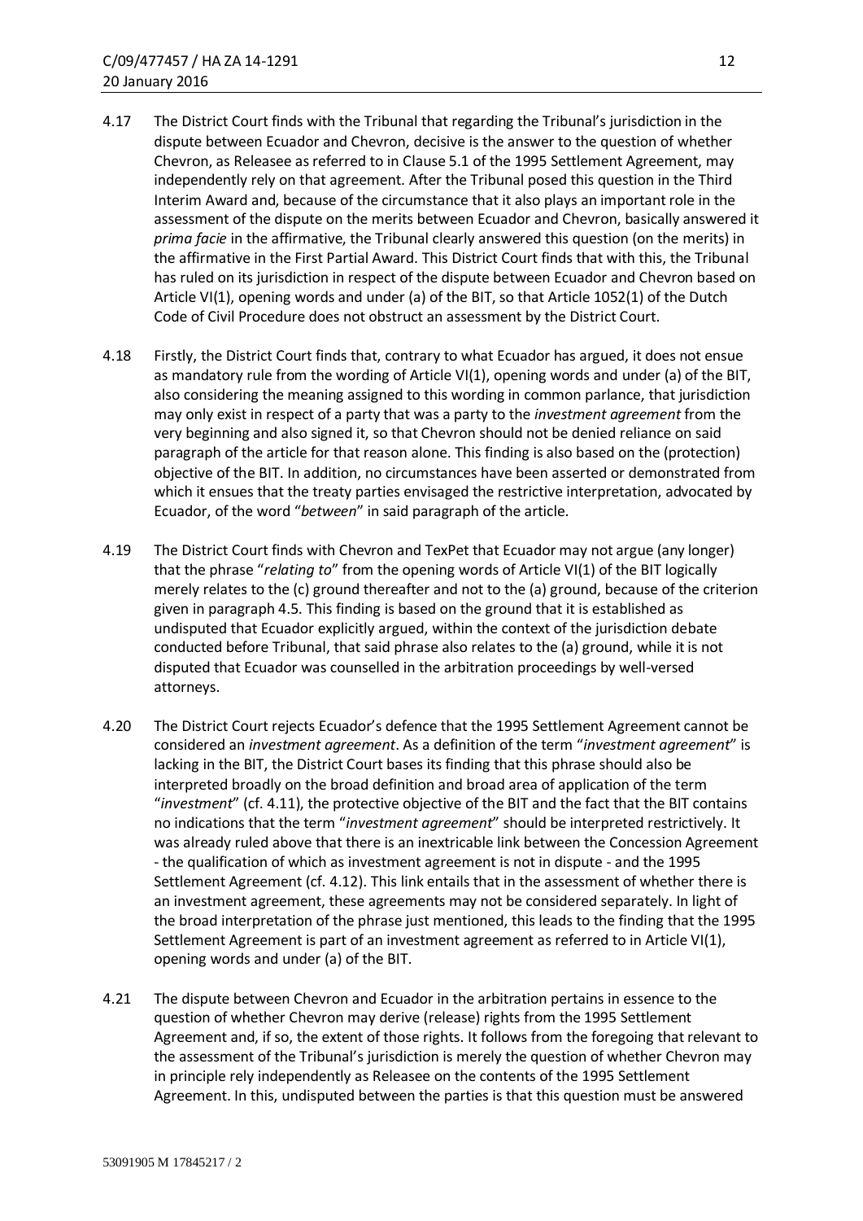4.17 The District Court finds with the Tribunal that regarding the Tribunal's jurisdiction in the dispute between Ecuador and Chevron, decisive is the answer to the question of whether Chevron, as Releasee as referred to in Clause 5.1 of the 1995 Settlement Agreement, may independently rely on that agreement. After the Tribunal posed this question in the Third Interim Award and, because of the circumstance that it also plays an important role in the assessment of the dispute on the merits between Ecuador and Chevron, basically answered it *prima facie* in the affirmative, the Tribunal clearly answered this question (on the merits) in the affirmative in the First Partial Award. This District Court finds that with this, the Tribunal has ruled on its jurisdiction in respect of the dispute between Ecuador and Chevron based on Article VI(1), opening words and under (a) of the BIT, so that Article 1052(1) of the Dutch Code of Civil Procedure does not obstruct an assessment by the District Court.

4.18 Firstly, the District Court finds that, contrary to what Ecuador has argued, it does not ensue as mandatory rule from the wording of Article VI(1), opening words and under (a) of the BIT, also considering the meaning assigned to this wording in common parlance, that jurisdiction may only exist in respect of a party that was a party to the *investment agreement* from the very beginning and also signed it, so that Chevron should not be denied reliance on said paragraph of the article for that reason alone. This finding is also based on the (protection) objective of the BIT. In addition, no circumstances have been asserted or demonstrated from which it ensues that the treaty parties envisaged the restrictive interpretation, advocated by Ecuador, of the word "*between*" in said paragraph of the article.

4.19 The District Court finds with Chevron and TexPet that Ecuador may not argue (any longer) that the phrase "*relating to*" from the opening words of Article VI(1) of the BIT logically merely relates to the (c) ground thereafter and not to the (a) ground, because of the criterion given in paragraph 4.5. This finding is based on the ground that it is established as undisputed that Ecuador explicitly argued, within the context of the jurisdiction debate conducted before Tribunal, that said phrase also relates to the (a) ground, while it is not disputed that Ecuador was counselled in the arbitration proceedings by well-versed attorneys.

4.20 The District Court rejects Ecuador's defence that the 1995 Settlement Agreement cannot be considered an *investment agreement*. As a definition of the term "*investment agreement*" is lacking in the BIT, the District Court bases its finding that this phrase should also be interpreted broadly on the broad definition and broad area of application of the term "*investment*" (cf. 4.11), the protective objective of the BIT and the fact that the BIT contains no indications that the term "*investment agreement*" should be interpreted restrictively. It was already ruled above that there is an inextricable link between the Concession Agreement - the qualification of which as investment agreement is not in dispute - and the 1995 Settlement Agreement (cf. 4.12). This link entails that in the assessment of whether there is an investment agreement, these agreements may not be considered separately. In light of the broad interpretation of the phrase just mentioned, this leads to the finding that the 1995 Settlement Agreement is part of an investment agreement as referred to in Article VI(1), opening words and under (a) of the BIT.

4.21 The dispute between Chevron and Ecuador in the arbitration pertains in essence to the question of whether Chevron may derive (release) rights from the 1995 Settlement Agreement and, if so, the extent of those rights. It follows from the foregoing that relevant to the assessment of the Tribunal's jurisdiction is merely the question of whether Chevron may in principle rely independently as Releasee on the contents of the 1995 Settlement Agreement. In this, undisputed between the parties is that this question must be answered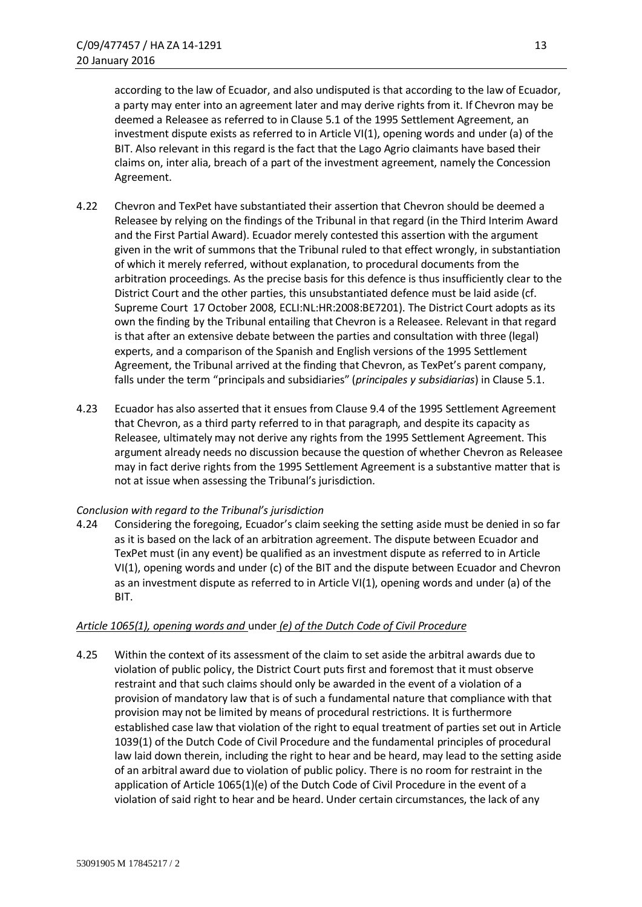according to the law of Ecuador, and also undisputed is that according to the law of Ecuador, a party may enter into an agreement later and may derive rights from it. If Chevron may be deemed a Releasee as referred to in Clause 5.1 of the 1995 Settlement Agreement, an investment dispute exists as referred to in Article VI(1), opening words and under (a) of the BIT. Also relevant in this regard is the fact that the Lago Agrio claimants have based their claims on, inter alia, breach of a part of the investment agreement, namely the Concession Agreement.

4.22 Chevron and TexPet have substantiated their assertion that Chevron should be deemed a Releasee by relying on the findings of the Tribunal in that regard (in the Third Interim Award and the First Partial Award). Ecuador merely contested this assertion with the argument given in the writ of summons that the Tribunal ruled to that effect wrongly, in substantiation of which it merely referred, without explanation, to procedural documents from the arbitration proceedings. As the precise basis for this defence is thus insufficiently clear to the District Court and the other parties, this unsubstantiated defence must be laid aside (cf. Supreme Court 17 October 2008, ECLI:NL:HR:2008:BE7201). The District Court adopts as its own the finding by the Tribunal entailing that Chevron is a Releasee. Relevant in that regard is that after an extensive debate between the parties and consultation with three (legal) experts, and a comparison of the Spanish and English versions of the 1995 Settlement Agreement, the Tribunal arrived at the finding that Chevron, as TexPet's parent company, falls under the term "principals and subsidiaries" (*principales y subsidiarias*) in Clause 5.1.

4.23 Ecuador has also asserted that it ensues from Clause 9.4 of the 1995 Settlement Agreement that Chevron, as a third party referred to in that paragraph, and despite its capacity as Releasee, ultimately may not derive any rights from the 1995 Settlement Agreement. This argument already needs no discussion because the question of whether Chevron as Releasee may in fact derive rights from the 1995 Settlement Agreement is a substantive matter that is not at issue when assessing the Tribunal's jurisdiction.

*Conclusion with regard to the Tribunal's jurisdiction*

4.24 Considering the foregoing, Ecuador's claim seeking the setting aside must be denied in so far as it is based on the lack of an arbitration agreement. The dispute between Ecuador and TexPet must (in any event) be qualified as an investment dispute as referred to in Article VI(1), opening words and under (c) of the BIT and the dispute between Ecuador and Chevron as an investment dispute as referred to in Article VI(1), opening words and under (a) of the BIT.

*Article 1065(1), opening words and under (e) of the Dutch Code of Civil Procedure*

4.25 Within the context of its assessment of the claim to set aside the arbitral awards due to violation of public policy, the District Court puts first and foremost that it must observe restraint and that such claims should only be awarded in the event of a violation of a provision of mandatory law that is of such a fundamental nature that compliance with that provision may not be limited by means of procedural restrictions. It is furthermore established case law that violation of the right to equal treatment of parties set out in Article 1039(1) of the Dutch Code of Civil Procedure and the fundamental principles of procedural law laid down therein, including the right to hear and be heard, may lead to the setting aside of an arbitral award due to violation of public policy. There is no room for restraint in the application of Article 1065(1)(e) of the Dutch Code of Civil Procedure in the event of a violation of said right to hear and be heard. Under certain circumstances, the lack of any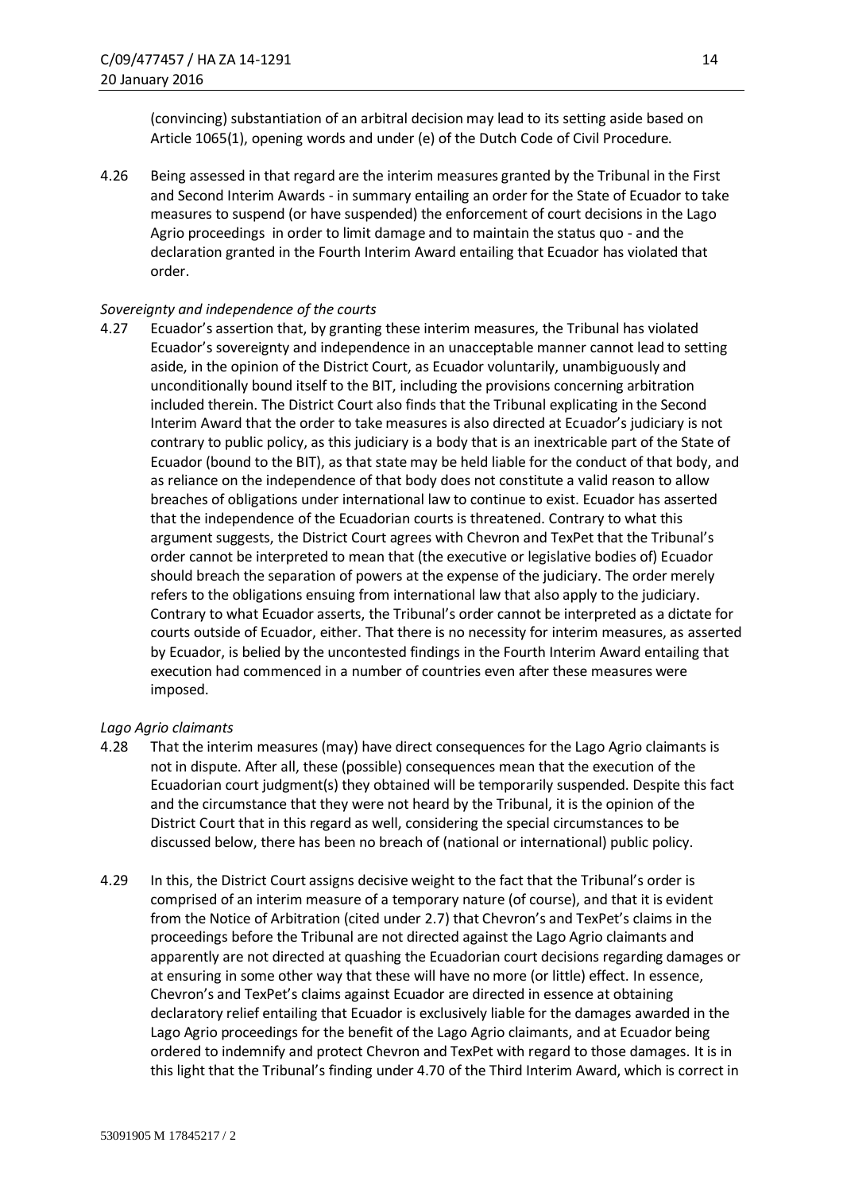(convincing) substantiation of an arbitral decision may lead to its setting aside based on Article 1065(1), opening words and under (e) of the Dutch Code of Civil Procedure.

4.26 Being assessed in that regard are the interim measures granted by the Tribunal in the First and Second Interim Awards - in summary entailing an order for the State of Ecuador to take measures to suspend (or have suspended) the enforcement of court decisions in the Lago Agrio proceedings in order to limit damage and to maintain the status quo - and the declaration granted in the Fourth Interim Award entailing that Ecuador has violated that order.

*Sovereignty and independence of the courts*

4.27 Ecuador's assertion that, by granting these interim measures, the Tribunal has violated Ecuador's sovereignty and independence in an unacceptable manner cannot lead to setting aside, in the opinion of the District Court, as Ecuador voluntarily, unambiguously and unconditionally bound itself to the BIT, including the provisions concerning arbitration included therein. The District Court also finds that the Tribunal explicating in the Second Interim Award that the order to take measures is also directed at Ecuador's judiciary is not contrary to public policy, as this judiciary is a body that is an inextricable part of the State of Ecuador (bound to the BIT), as that state may be held liable for the conduct of that body, and as reliance on the independence of that body does not constitute a valid reason to allow breaches of obligations under international law to continue to exist. Ecuador has asserted that the independence of the Ecuadorian courts is threatened. Contrary to what this argument suggests, the District Court agrees with Chevron and TexPet that the Tribunal's order cannot be interpreted to mean that (the executive or legislative bodies of) Ecuador should breach the separation of powers at the expense of the judiciary. The order merely refers to the obligations ensuing from international law that also apply to the judiciary. Contrary to what Ecuador asserts, the Tribunal's order cannot be interpreted as a dictate for courts outside of Ecuador, either. That there is no necessity for interim measures, as asserted by Ecuador, is belied by the uncontested findings in the Fourth Interim Award entailing that execution had commenced in a number of countries even after these measures were imposed.

*Lago Agrio claimants*

4.28 That the interim measures (may) have direct consequences for the Lago Agrio claimants is not in dispute. After all, these (possible) consequences mean that the execution of the Ecuadorian court judgment(s) they obtained will be temporarily suspended. Despite this fact and the circumstance that they were not heard by the Tribunal, it is the opinion of the District Court that in this regard as well, considering the special circumstances to be discussed below, there has been no breach of (national or international) public policy.

4.29 In this, the District Court assigns decisive weight to the fact that the Tribunal's order is comprised of an interim measure of a temporary nature (of course), and that it is evident from the Notice of Arbitration (cited under 2.7) that Chevron's and TexPet's claims in the proceedings before the Tribunal are not directed against the Lago Agrio claimants and apparently are not directed at quashing the Ecuadorian court decisions regarding damages or at ensuring in some other way that these will have no more (or little) effect. In essence, Chevron's and TexPet's claims against Ecuador are directed in essence at obtaining declaratory relief entailing that Ecuador is exclusively liable for the damages awarded in the Lago Agrio proceedings for the benefit of the Lago Agrio claimants, and at Ecuador being ordered to indemnify and protect Chevron and TexPet with regard to those damages. It is in this light that the Tribunal's finding under 4.70 of the Third Interim Award, which is correct in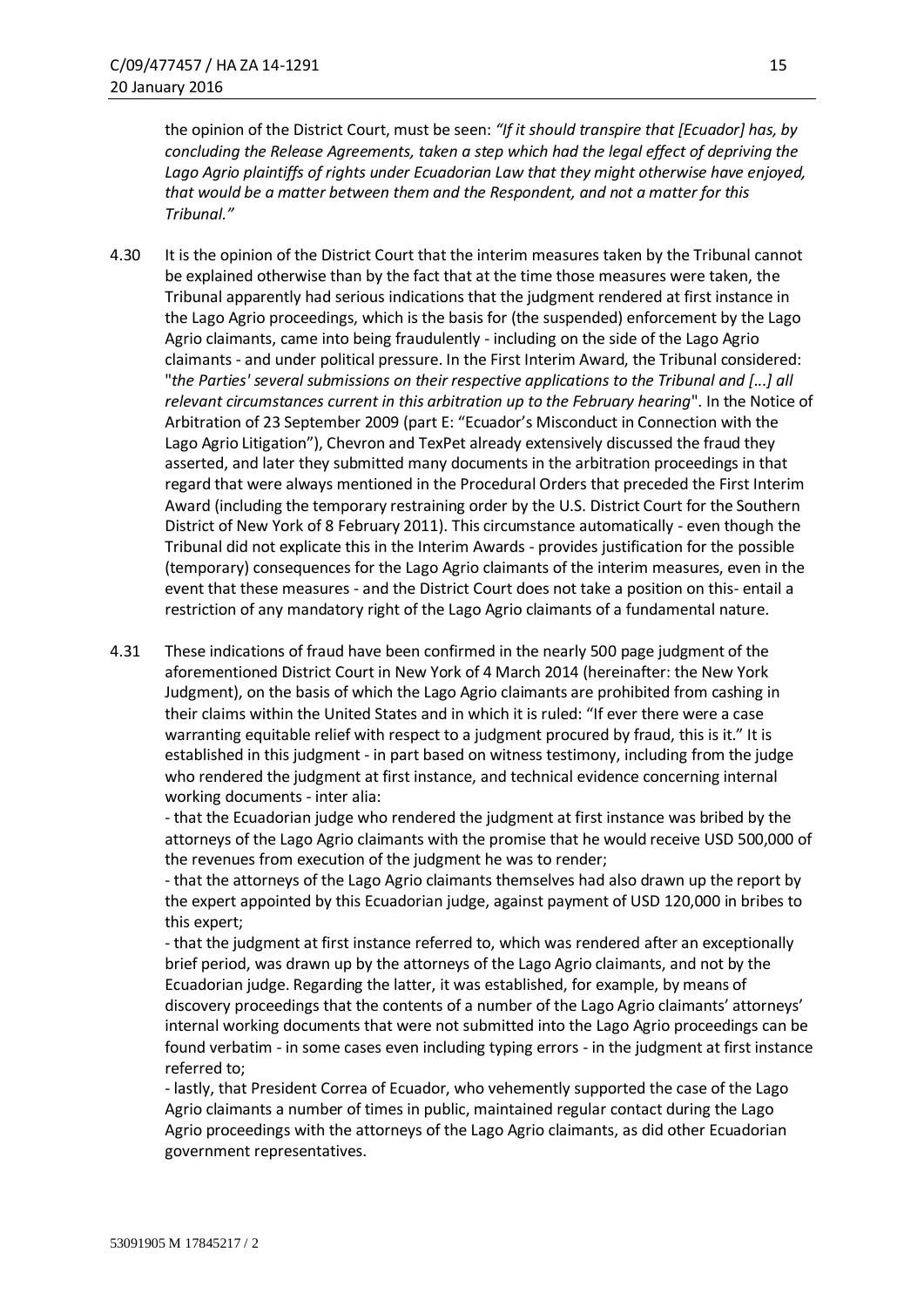the opinion of the District Court, must be seen: *"If it should transpire that [Ecuador] has, by concluding the Release Agreements, taken a step which had the legal effect of depriving the Lago Agrio plaintiffs of rights under Ecuadorian Law that they might otherwise have enjoyed, that would be a matter between them and the Respondent, and not a matter for this Tribunal."*

4.30 It is the opinion of the District Court that the interim measures taken by the Tribunal cannot be explained otherwise than by the fact that at the time those measures were taken, the Tribunal apparently had serious indications that the judgment rendered at first instance in the Lago Agrio proceedings, which is the basis for (the suspended) enforcement by the Lago Agrio claimants, came into being fraudulently - including on the side of the Lago Agrio claimants - and under political pressure. In the First Interim Award, the Tribunal considered: "*the Parties' several submissions on their respective applications to the Tribunal and [...] all relevant circumstances current in this arbitration up to the February hearing*". In the Notice of Arbitration of 23 September 2009 (part E: "Ecuador's Misconduct in Connection with the Lago Agrio Litigation"), Chevron and TexPet already extensively discussed the fraud they asserted, and later they submitted many documents in the arbitration proceedings in that regard that were always mentioned in the Procedural Orders that preceded the First Interim Award (including the temporary restraining order by the U.S. District Court for the Southern District of New York of 8 February 2011). This circumstance automatically - even though the Tribunal did not explicate this in the Interim Awards - provides justification for the possible (temporary) consequences for the Lago Agrio claimants of the interim measures, even in the event that these measures - and the District Court does not take a position on this- entail a restriction of any mandatory right of the Lago Agrio claimants of a fundamental nature.

4.31 These indications of fraud have been confirmed in the nearly 500 page judgment of the aforementioned District Court in New York of 4 March 2014 (hereinafter: the New York Judgment), on the basis of which the Lago Agrio claimants are prohibited from cashing in their claims within the United States and in which it is ruled: "If ever there were a case warranting equitable relief with respect to a judgment procured by fraud, this is it." It is established in this judgment - in part based on witness testimony, including from the judge who rendered the judgment at first instance, and technical evidence concerning internal working documents - inter alia:

- that the Ecuadorian judge who rendered the judgment at first instance was bribed by the attorneys of the Lago Agrio claimants with the promise that he would receive USD 500,000 of the revenues from execution of the judgment he was to render;
- that the attorneys of the Lago Agrio claimants themselves had also drawn up the report by the expert appointed by this Ecuadorian judge, against payment of USD 120,000 in bribes to this expert;
- that the judgment at first instance referred to, which was rendered after an exceptionally brief period, was drawn up by the attorneys of the Lago Agrio claimants, and not by the Ecuadorian judge. Regarding the latter, it was established, for example, by means of discovery proceedings that the contents of a number of the Lago Agrio claimants' attorneys' internal working documents that were not submitted into the Lago Agrio proceedings can be found verbatim - in some cases even including typing errors - in the judgment at first instance referred to;
- lastly, that President Correa of Ecuador, who vehemently supported the case of the Lago Agrio claimants a number of times in public, maintained regular contact during the Lago Agrio proceedings with the attorneys of the Lago Agrio claimants, as did other Ecuadorian government representatives.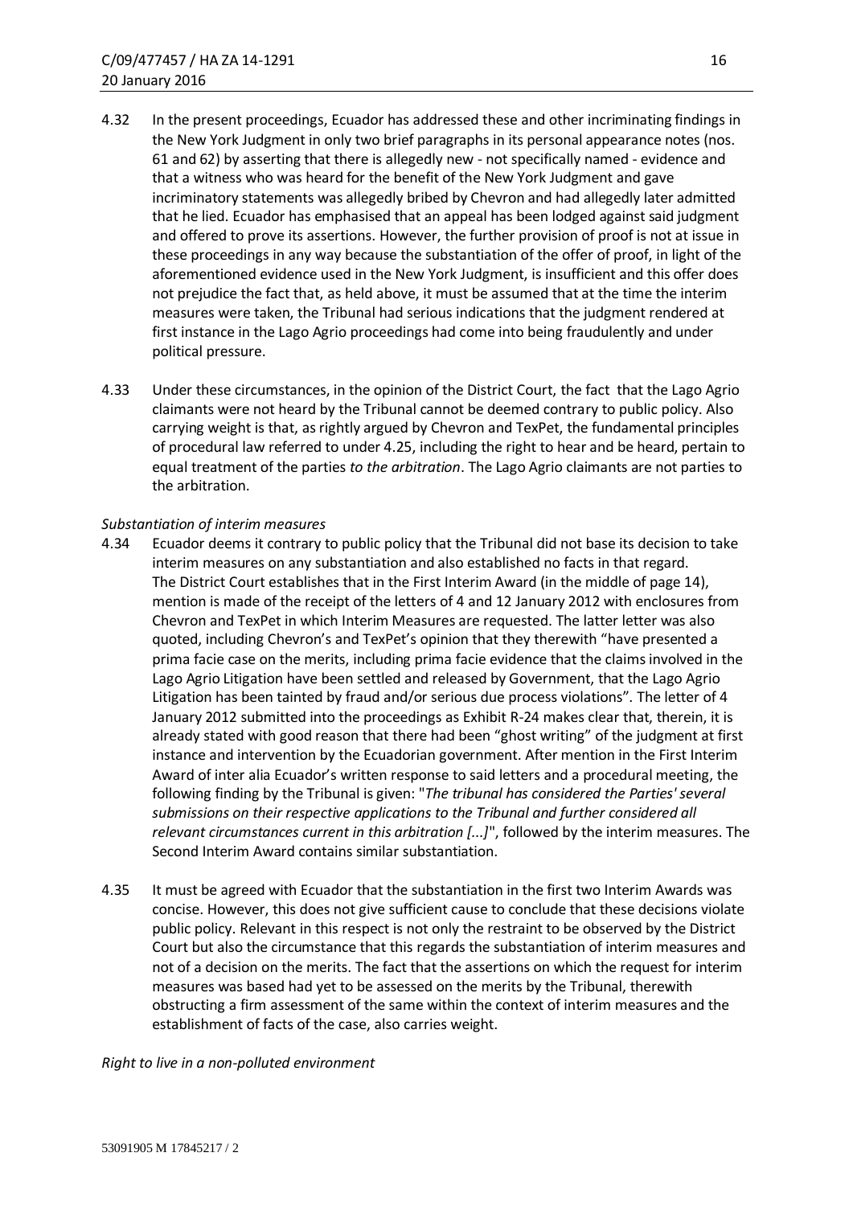4.32 In the present proceedings, Ecuador has addressed these and other incriminating findings in the New York Judgment in only two brief paragraphs in its personal appearance notes (nos. 61 and 62) by asserting that there is allegedly new - not specifically named - evidence and that a witness who was heard for the benefit of the New York Judgment and gave incriminatory statements was allegedly bribed by Chevron and had allegedly later admitted that he lied. Ecuador has emphasised that an appeal has been lodged against said judgment and offered to prove its assertions. However, the further provision of proof is not at issue in these proceedings in any way because the substantiation of the offer of proof, in light of the aforementioned evidence used in the New York Judgment, is insufficient and this offer does not prejudice the fact that, as held above, it must be assumed that at the time the interim measures were taken, the Tribunal had serious indications that the judgment rendered at first instance in the Lago Agrio proceedings had come into being fraudulently and under political pressure.

4.33 Under these circumstances, in the opinion of the District Court, the fact that the Lago Agrio claimants were not heard by the Tribunal cannot be deemed contrary to public policy. Also carrying weight is that, as rightly argued by Chevron and TexPet, the fundamental principles of procedural law referred to under 4.25, including the right to hear and be heard, pertain to equal treatment of the parties *to the arbitration*. The Lago Agrio claimants are not parties to the arbitration.

*Substantiation of interim measures*

4.34 Ecuador deems it contrary to public policy that the Tribunal did not base its decision to take interim measures on any substantiation and also established no facts in that regard. The District Court establishes that in the First Interim Award (in the middle of page 14), mention is made of the receipt of the letters of 4 and 12 January 2012 with enclosures from Chevron and TexPet in which Interim Measures are requested. The latter letter was also quoted, including Chevron's and TexPet's opinion that they therewith "have presented a prima facie case on the merits, including prima facie evidence that the claims involved in the Lago Agrio Litigation have been settled and released by Government, that the Lago Agrio Litigation has been tainted by fraud and/or serious due process violations". The letter of 4 January 2012 submitted into the proceedings as Exhibit R-24 makes clear that, therein, it is already stated with good reason that there had been "ghost writing" of the judgment at first instance and intervention by the Ecuadorian government. After mention in the First Interim Award of inter alia Ecuador's written response to said letters and a procedural meeting, the following finding by the Tribunal is given: "*The tribunal has considered the Parties' several submissions on their respective applications to the Tribunal and further considered all relevant circumstances current in this arbitration [...]*", followed by the interim measures. The Second Interim Award contains similar substantiation.

4.35 It must be agreed with Ecuador that the substantiation in the first two Interim Awards was concise. However, this does not give sufficient cause to conclude that these decisions violate public policy. Relevant in this respect is not only the restraint to be observed by the District Court but also the circumstance that this regards the substantiation of interim measures and not of a decision on the merits. The fact that the assertions on which the request for interim measures was based had yet to be assessed on the merits by the Tribunal, therewith obstructing a firm assessment of the same within the context of interim measures and the establishment of facts of the case, also carries weight.

*Right to live in a non-polluted environment*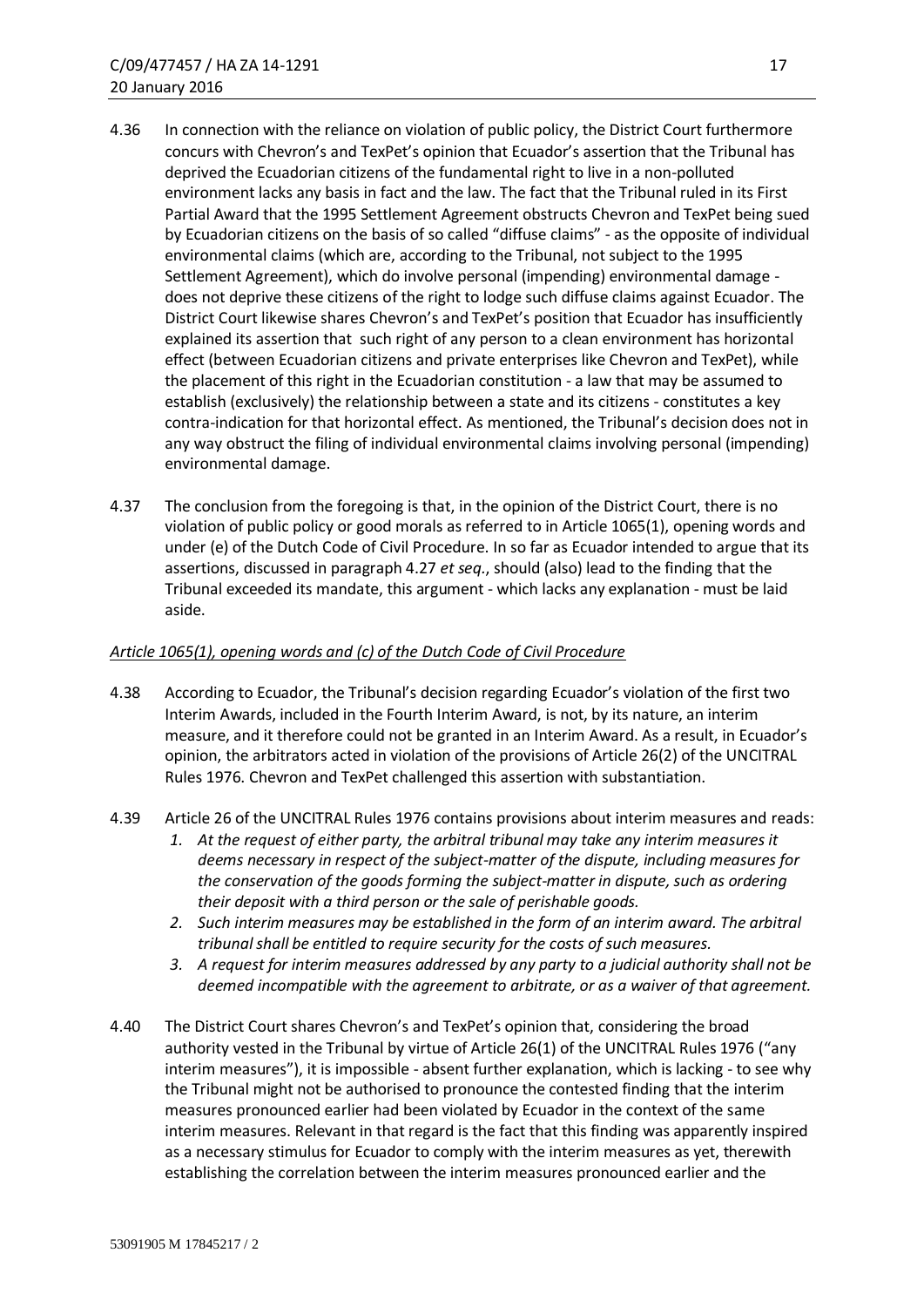4.36 In connection with the reliance on violation of public policy, the District Court furthermore concurs with Chevron's and TexPet's opinion that Ecuador's assertion that the Tribunal has deprived the Ecuadorian citizens of the fundamental right to live in a non-polluted environment lacks any basis in fact and the law. The fact that the Tribunal ruled in its First Partial Award that the 1995 Settlement Agreement obstructs Chevron and TexPet being sued by Ecuadorian citizens on the basis of so called "diffuse claims" - as the opposite of individual environmental claims (which are, according to the Tribunal, not subject to the 1995 Settlement Agreement), which do involve personal (impending) environmental damage - does not deprive these citizens of the right to lodge such diffuse claims against Ecuador. The District Court likewise shares Chevron's and TexPet's position that Ecuador has insufficiently explained its assertion that such right of any person to a clean environment has horizontal effect (between Ecuadorian citizens and private enterprises like Chevron and TexPet), while the placement of this right in the Ecuadorian constitution - a law that may be assumed to establish (exclusively) the relationship between a state and its citizens - constitutes a key contra-indication for that horizontal effect. As mentioned, the Tribunal's decision does not in any way obstruct the filing of individual environmental claims involving personal (impending) environmental damage.

4.37 The conclusion from the foregoing is that, in the opinion of the District Court, there is no violation of public policy or good morals as referred to in Article 1065(1), opening words and under (e) of the Dutch Code of Civil Procedure. In so far as Ecuador intended to argue that its assertions, discussed in paragraph 4.27 *et seq.*, should (also) lead to the finding that the Tribunal exceeded its mandate, this argument - which lacks any explanation - must be laid aside.

*Article 1065(1), opening words and (c) of the Dutch Code of Civil Procedure*

4.38 According to Ecuador, the Tribunal's decision regarding Ecuador's violation of the first two Interim Awards, included in the Fourth Interim Award, is not, by its nature, an interim measure, and it therefore could not be granted in an Interim Award. As a result, in Ecuador's opinion, the arbitrators acted in violation of the provisions of Article 26(2) of the UNCITRAL Rules 1976. Chevron and TexPet challenged this assertion with substantiation.

4.39 Article 26 of the UNCITRAL Rules 1976 contains provisions about interim measures and reads:

1. *At the request of either party, the arbitral tribunal may take any interim measures it deems necessary in respect of the subject-matter of the dispute, including measures for the conservation of the goods forming the subject-matter in dispute, such as ordering their deposit with a third person or the sale of perishable goods.*
2. *Such interim measures may be established in the form of an interim award. The arbitral tribunal shall be entitled to require security for the costs of such measures.*
3. *A request for interim measures addressed by any party to a judicial authority shall not be deemed incompatible with the agreement to arbitrate, or as a waiver of that agreement.*

4.40 The District Court shares Chevron's and TexPet's opinion that, considering the broad authority vested in the Tribunal by virtue of Article 26(1) of the UNCITRAL Rules 1976 ("any interim measures"), it is impossible - absent further explanation, which is lacking - to see why the Tribunal might not be authorised to pronounce the contested finding that the interim measures pronounced earlier had been violated by Ecuador in the context of the same interim measures. Relevant in that regard is the fact that this finding was apparently inspired as a necessary stimulus for Ecuador to comply with the interim measures as yet, therewith establishing the correlation between the interim measures pronounced earlier and the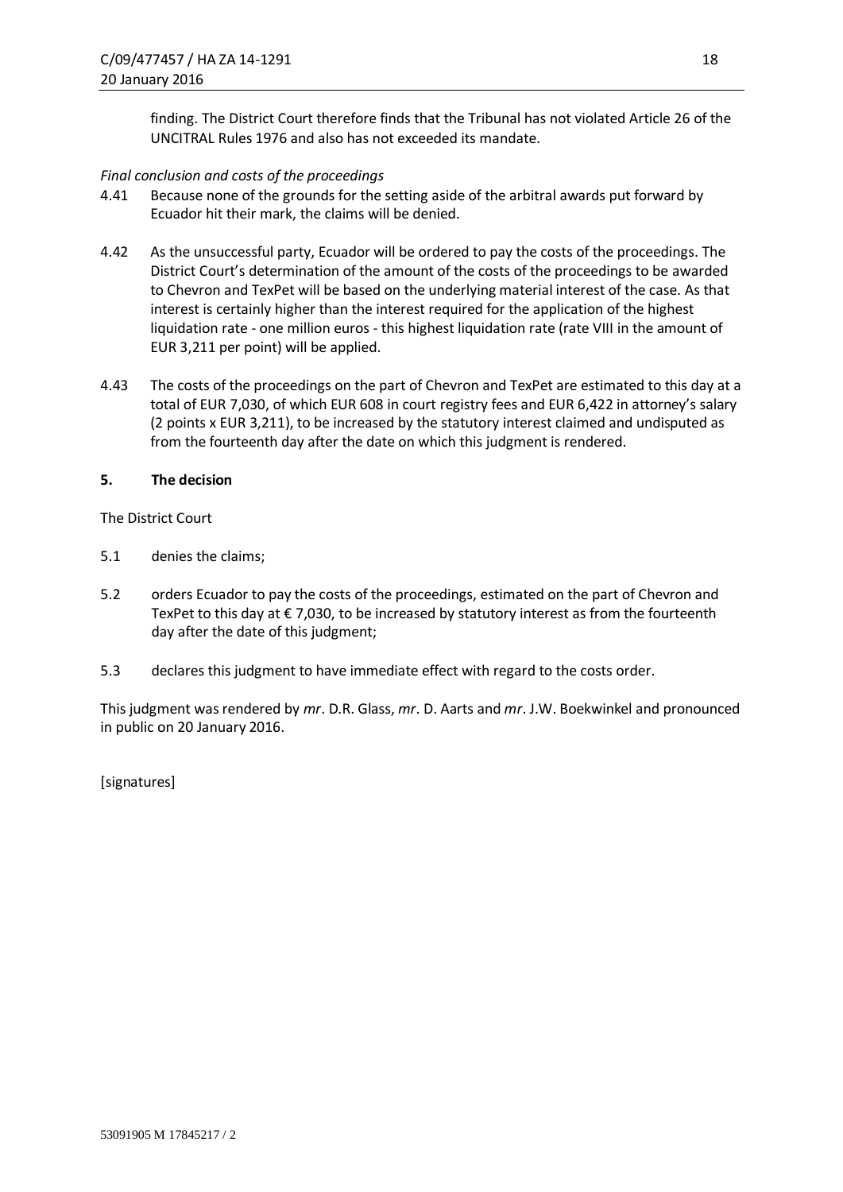finding. The District Court therefore finds that the Tribunal has not violated Article 26 of the UNCITRAL Rules 1976 and also has not exceeded its mandate.

*Final conclusion and costs of the proceedings*

4.41 Because none of the grounds for the setting aside of the arbitral awards put forward by Ecuador hit their mark, the claims will be denied.

4.42 As the unsuccessful party, Ecuador will be ordered to pay the costs of the proceedings. The District Court's determination of the amount of the costs of the proceedings to be awarded to Chevron and TexPet will be based on the underlying material interest of the case. As that interest is certainly higher than the interest required for the application of the highest liquidation rate - one million euros - this highest liquidation rate (rate VIII in the amount of EUR 3,211 per point) will be applied.

4.43 The costs of the proceedings on the part of Chevron and TexPet are estimated to this day at a total of EUR 7,030, of which EUR 608 in court registry fees and EUR 6,422 in attorney's salary (2 points x EUR 3,211), to be increased by the statutory interest claimed and undisputed as from the fourteenth day after the date on which this judgment is rendered.

## 5. The decision

The District Court

5.1 denies the claims;

5.2 orders Ecuador to pay the costs of the proceedings, estimated on the part of Chevron and TexPet to this day at € 7,030, to be increased by statutory interest as from the fourteenth day after the date of this judgment;

5.3 declares this judgment to have immediate effect with regard to the costs order.

This judgment was rendered by *mr*. D.R. Glass, *mr*. D. Aarts and *mr*. J.W. Boekwinkel and pronounced in public on 20 January 2016.

[signatures]

53091905 M 17845217 / 2